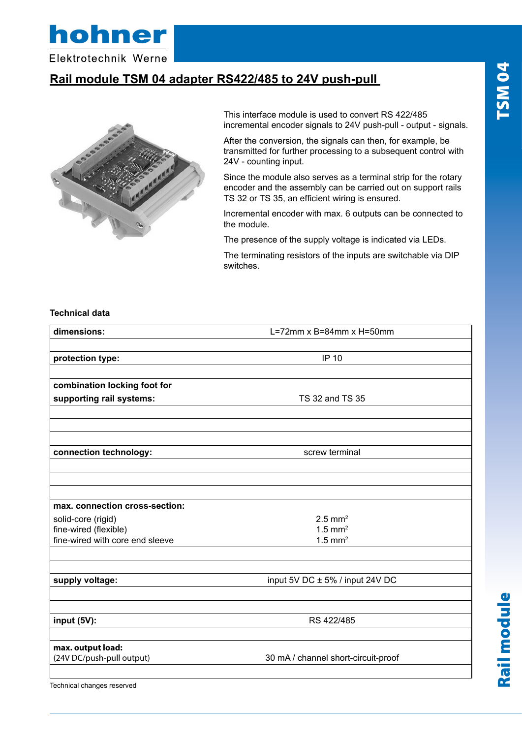hohner

Elektrotechnik Werne

# Rail module TSM 04 adapter RS422/485 to 24V push-pull

This interface module is used to convert RS 422/485 incremental encoder signals to 24V push-pull - output - signals.

After the conversion, the signals can then, for example, be transmitted for further processing to a subsequent control with 24V - counting input.

Since the module also serves as a terminal strip for the rotary encoder and the assembly can be carried out on support rails TS 32 or TS 35, an efficient wiring is ensured.

Incremental encoder with max. 6 outputs can be connected to the module.

The presence of the supply voltage is indicated via LEDs.

The terminating resistors of the inputs are switchable via DIP switches.

**Technical data**

| | |
|---|---|
| **dimensions:** | L=72mm x B=84mm x H=50mm |
| **protection type:** | IP 10 |
| **combination locking foot for supporting rail systems:** | TS 32 and TS 35 |
| **connection technology:** | screw terminal |
| **max. connection cross-section:** | |
| solid-core (rigid) | 2.5 $mm^2$ |
| fine-wired (flexible) | 1.5 $mm^2$ |
| fine-wired with core end sleeve | 1.5 $mm^2$ |
| **supply voltage:** | input 5V DC ± 5% / input 24V DC |
| **input (5V):** | RS 422/485 |
| **max. output load:** (24V DC/push-pull output) | 30 mA / channel short-circuit-proof |

Technical changes reserved

TSM 04

Rail module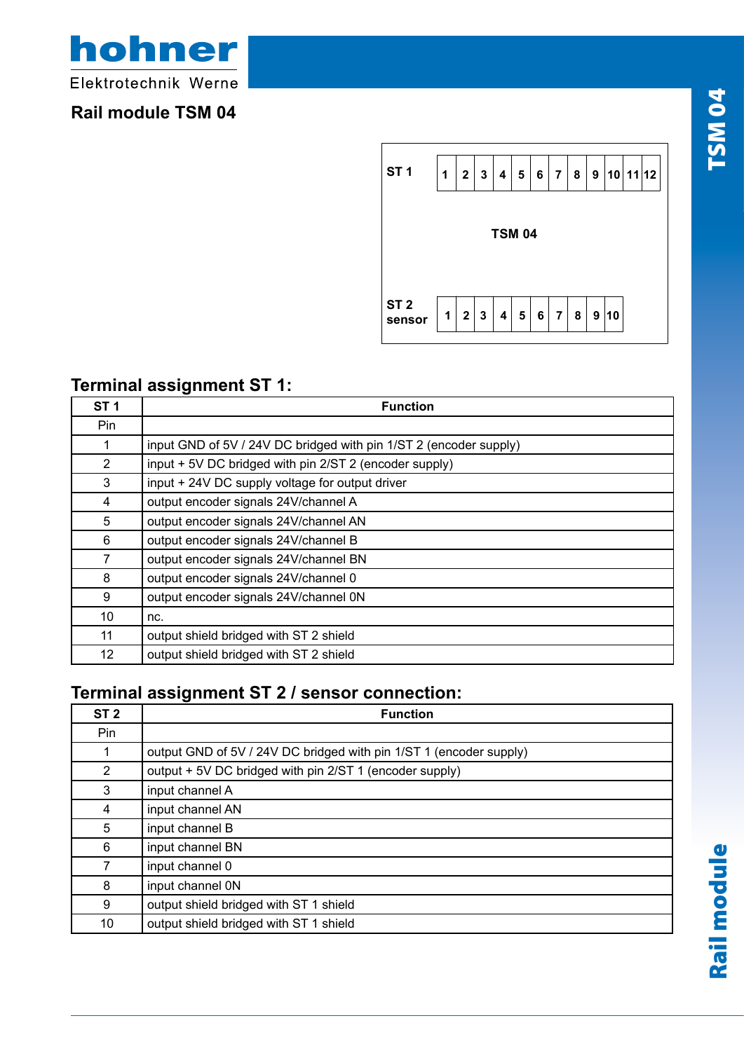# Rail module TSM 04

ST 1

| 1 | 2 | 3 | 4 | 5 | 6 | 7 | 8 | 9 | 10 | 11 | 12 |
|---|---|---|---|---|---|---|---|---|---|---|---|

TSM 04

ST 2
sensor

| 1 | 2 | 3 | 4 | 5 | 6 | 7 | 8 | 9 | 10 |
|---|---|---|---|---|---|---|---|---|---|

## Terminal assignment ST 1:

| ST 1 | Function |
|---|---|
| Pin | |
| 1 | input GND of 5V / 24V DC bridged with pin 1/ST 2 (encoder supply) |
| 2 | input + 5V DC bridged with pin 2/ST 2 (encoder supply) |
| 3 | input + 24V DC supply voltage for output driver |
| 4 | output encoder signals 24V/channel A |
| 5 | output encoder signals 24V/channel AN |
| 6 | output encoder signals 24V/channel B |
| 7 | output encoder signals 24V/channel BN |
| 8 | output encoder signals 24V/channel 0 |
| 9 | output encoder signals 24V/channel 0N |
| 10 | nc. |
| 11 | output shield bridged with ST 2 shield |
| 12 | output shield bridged with ST 2 shield |

## Terminal assignment ST 2 / sensor connection:

| ST 2 | Function |
|---|---|
| Pin | |
| 1 | output GND of 5V / 24V DC bridged with pin 1/ST 1 (encoder supply) |
| 2 | output + 5V DC bridged with pin 2/ST 1 (encoder supply) |
| 3 | input channel A |
| 4 | input channel AN |
| 5 | input channel B |
| 6 | input channel BN |
| 7 | input channel 0 |
| 8 | input channel 0N |
| 9 | output shield bridged with ST 1 shield |
| 10 | output shield bridged with ST 1 shield |